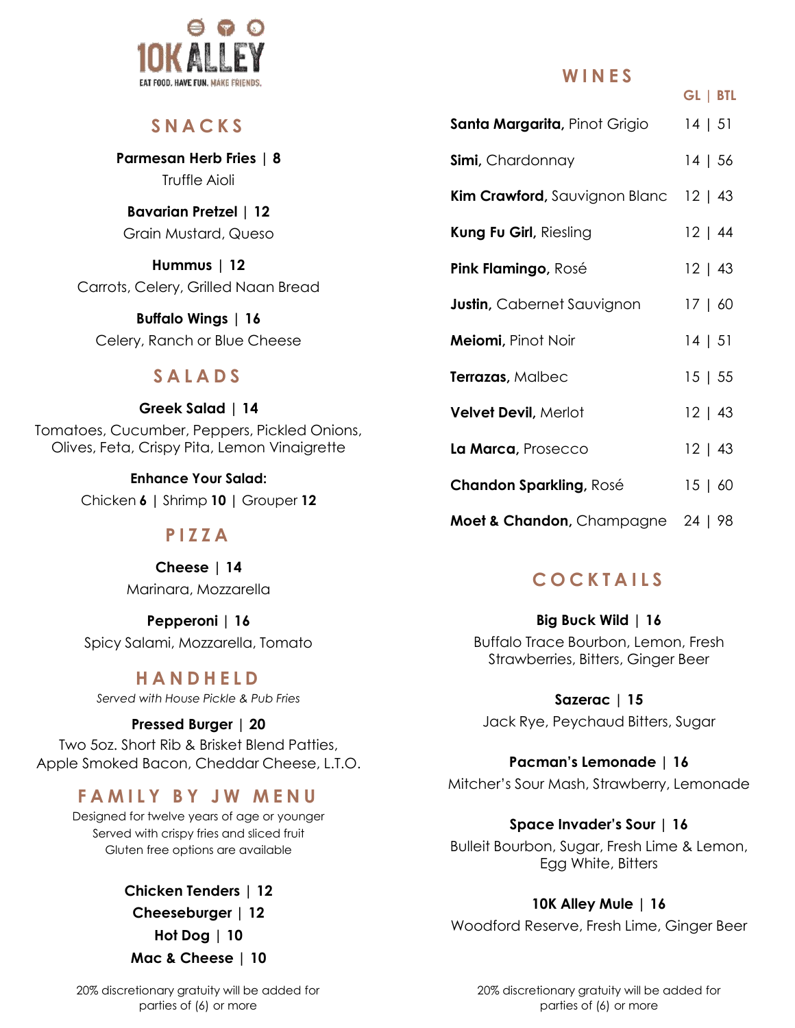# 10K ALLEY

EAT FOOD. HAVE FUN. MAKE FRIENDS.

## SNACKS

**Parmesan Herb Fries | 8**
Truffle Aioli

**Bavarian Pretzel | 12**
Grain Mustard, Queso

**Hummus | 12**
Carrots, Celery, Grilled Naan Bread

**Buffalo Wings | 16**
Celery, Ranch or Blue Cheese

## SALADS

**Greek Salad | 14**
Tomatoes, Cucumber, Peppers, Pickled Onions, Olives, Feta, Crispy Pita, Lemon Vinaigrette

**Enhance Your Salad:**
Chicken **6** | Shrimp **10** | Grouper **12**

## PIZZA

**Cheese | 14**
Marinara, Mozzarella

**Pepperoni | 16**
Spicy Salami, Mozzarella, Tomato

## HANDHELD

*Served with House Pickle & Pub Fries*

**Pressed Burger | 20**
Two 5oz. Short Rib & Brisket Blend Patties, Apple Smoked Bacon, Cheddar Cheese, L.T.O.

## FAMILY BY JW MENU

Designed for twelve years of age or younger
Served with crispy fries and sliced fruit
Gluten free options are available

**Chicken Tenders | 12**
**Cheeseburger | 12**
**Hot Dog | 10**
**Mac & Cheese | 10**

20% discretionary gratuity will be added for parties of (6) or more

## WINES

| | GL | BTL |
|---|---|---|
| **Santa Margarita,** Pinot Grigio | 14 | 51 |
| **Simi,** Chardonnay | 14 | 56 |
| **Kim Crawford,** Sauvignon Blanc | 12 | 43 |
| **Kung Fu Girl,** Riesling | 12 | 44 |
| **Pink Flamingo,** Rosé | 12 | 43 |
| **Justin,** Cabernet Sauvignon | 17 | 60 |
| **Meiomi,** Pinot Noir | 14 | 51 |
| **Terrazas,** Malbec | 15 | 55 |
| **Velvet Devil,** Merlot | 12 | 43 |
| **La Marca,** Prosecco | 12 | 43 |
| **Chandon Sparkling,** Rosé | 15 | 60 |
| **Moet & Chandon,** Champagne | 24 | 98 |

## COCKTAILS

**Big Buck Wild | 16**
Buffalo Trace Bourbon, Lemon, Fresh Strawberries, Bitters, Ginger Beer

**Sazerac | 15**
Jack Rye, Peychaud Bitters, Sugar

**Pacman's Lemonade | 16**
Mitcher's Sour Mash, Strawberry, Lemonade

**Space Invader's Sour | 16**
Bulleit Bourbon, Sugar, Fresh Lime & Lemon, Egg White, Bitters

**10K Alley Mule | 16**
Woodford Reserve, Fresh Lime, Ginger Beer

20% discretionary gratuity will be added for parties of (6) or more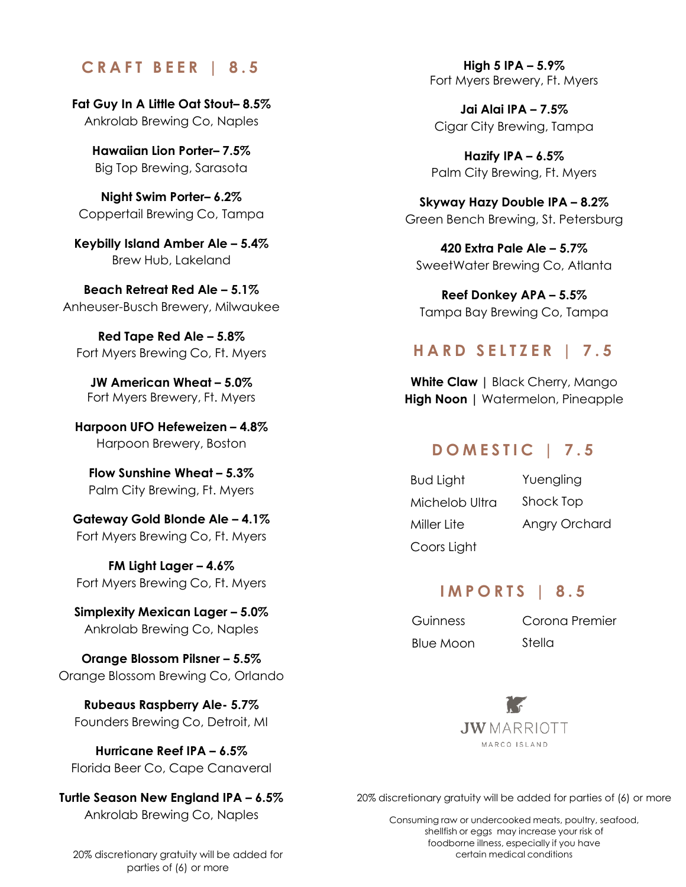## CRAFT BEER | 8.5

**Fat Guy In A Little Oat Stout– 8.5%**
Ankrolab Brewing Co, Naples

**Hawaiian Lion Porter– 7.5%**
Big Top Brewing, Sarasota

**Night Swim Porter– 6.2%**
Coppertail Brewing Co, Tampa

**Keybilly Island Amber Ale – 5.4%**
Brew Hub, Lakeland

**Beach Retreat Red Ale – 5.1%**
Anheuser-Busch Brewery, Milwaukee

**Red Tape Red Ale – 5.8%**
Fort Myers Brewing Co, Ft. Myers

**JW American Wheat – 5.0%**
Fort Myers Brewery, Ft. Myers

**Harpoon UFO Hefeweizen – 4.8%**
Harpoon Brewery, Boston

**Flow Sunshine Wheat – 5.3%**
Palm City Brewing, Ft. Myers

**Gateway Gold Blonde Ale – 4.1%**
Fort Myers Brewing Co, Ft. Myers

**FM Light Lager – 4.6%**
Fort Myers Brewing Co, Ft. Myers

**Simplexity Mexican Lager – 5.0%**
Ankrolab Brewing Co, Naples

**Orange Blossom Pilsner – 5.5%**
Orange Blossom Brewing Co, Orlando

**Rubeaus Raspberry Ale- 5.7%**
Founders Brewing Co, Detroit, MI

**Hurricane Reef IPA – 6.5%**
Florida Beer Co, Cape Canaveral

**Turtle Season New England IPA – 6.5%**
Ankrolab Brewing Co, Naples

20% discretionary gratuity will be added for parties of (6) or more

**High 5 IPA – 5.9%**
Fort Myers Brewery, Ft. Myers

**Jai Alai IPA – 7.5%**
Cigar City Brewing, Tampa

**Hazify IPA – 6.5%**
Palm City Brewing, Ft. Myers

**Skyway Hazy Double IPA – 8.2%**
Green Bench Brewing, St. Petersburg

**420 Extra Pale Ale – 5.7%**
SweetWater Brewing Co, Atlanta

**Reef Donkey APA – 5.5%**
Tampa Bay Brewing Co, Tampa

## HARD SELTZER | 7.5

**White Claw** | Black Cherry, Mango
**High Noon** | Watermelon, Pineapple

## DOMESTIC | 7.5

Bud Light
Michelob Ultra
Miller Lite
Coors Light
Yuengling
Shock Top
Angry Orchard

## IMPORTS | 8.5

Guinness
Blue Moon
Corona Premier
Stella

JW MARRIOTT
MARCO ISLAND

20% discretionary gratuity will be added for parties of (6) or more

Consuming raw or undercooked meats, poultry, seafood, shellfish or eggs may increase your risk of foodborne illness, especially if you have certain medical conditions